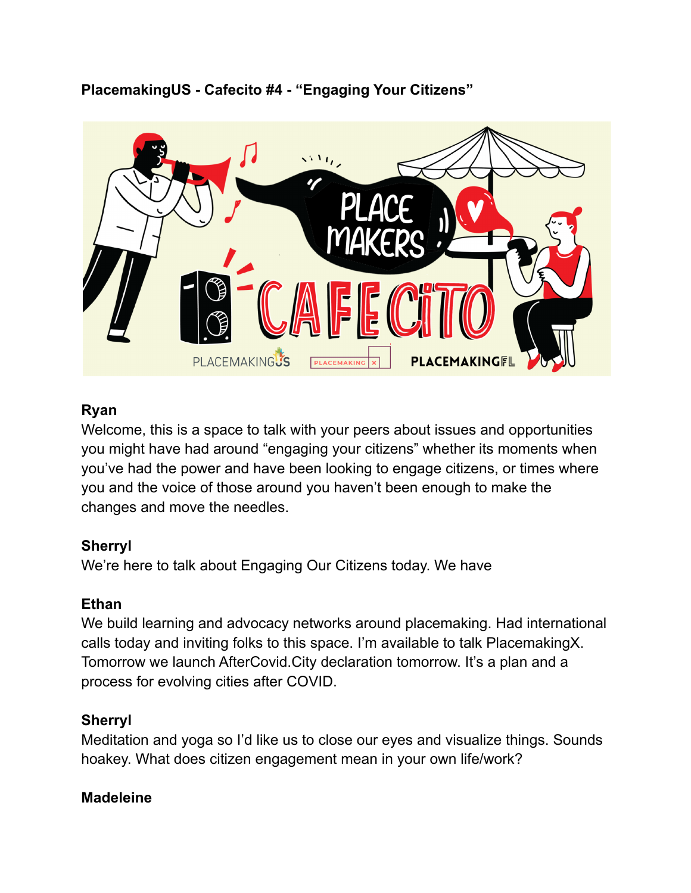**PlacemakingUS - Cafecito #4 - “Engaging Your Citizens”**

**Ryan**
Welcome, this is a space to talk with your peers about issues and opportunities you might have had around “engaging your citizens” whether its moments when you’ve had the power and have been looking to engage citizens, or times where you and the voice of those around you haven’t been enough to make the changes and move the needles.

**Sherryl**
We’re here to talk about Engaging Our Citizens today. We have

**Ethan**
We build learning and advocacy networks around placemaking. Had international calls today and inviting folks to this space. I’m available to talk PlacemakingX. Tomorrow we launch AfterCovid.City declaration tomorrow. It’s a plan and a process for evolving cities after COVID.

**Sherryl**
Meditation and yoga so I’d like us to close our eyes and visualize things. Sounds hoakey. What does citizen engagement mean in your own life/work?

**Madeleine**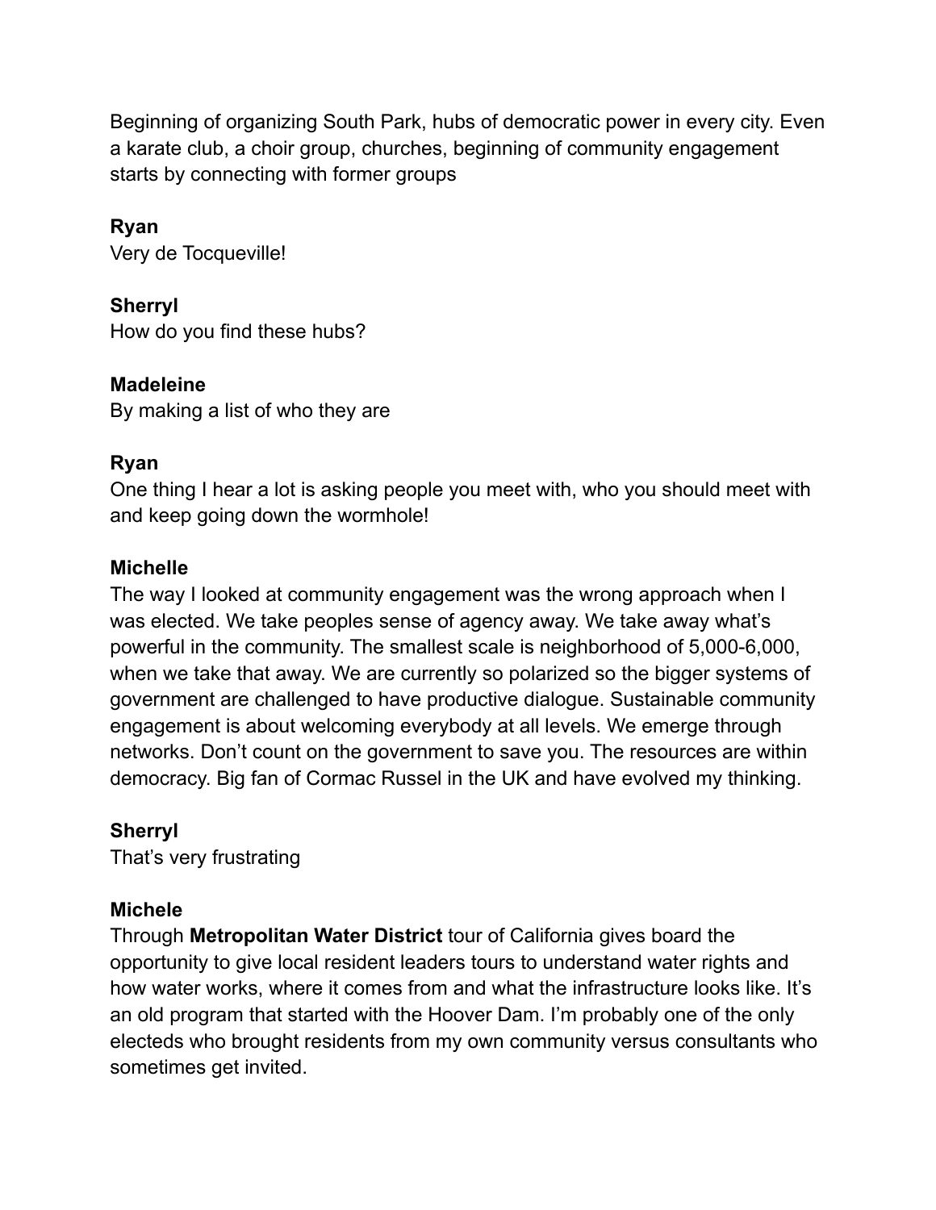Beginning of organizing South Park, hubs of democratic power in every city. Even a karate club, a choir group, churches, beginning of community engagement starts by connecting with former groups

**Ryan**
Very de Tocqueville!

**Sherryl**
How do you find these hubs?

**Madeleine**
By making a list of who they are

**Ryan**
One thing I hear a lot is asking people you meet with, who you should meet with and keep going down the wormhole!

**Michelle**
The way I looked at community engagement was the wrong approach when I was elected. We take peoples sense of agency away. We take away what's powerful in the community. The smallest scale is neighborhood of 5,000-6,000, when we take that away. We are currently so polarized so the bigger systems of government are challenged to have productive dialogue. Sustainable community engagement is about welcoming everybody at all levels. We emerge through networks. Don't count on the government to save you. The resources are within democracy. Big fan of Cormac Russel in the UK and have evolved my thinking.

**Sherryl**
That's very frustrating

**Michele**
Through **Metropolitan Water District** tour of California gives board the opportunity to give local resident leaders tours to understand water rights and how water works, where it comes from and what the infrastructure looks like. It's an old program that started with the Hoover Dam. I'm probably one of the only electeds who brought residents from my own community versus consultants who sometimes get invited.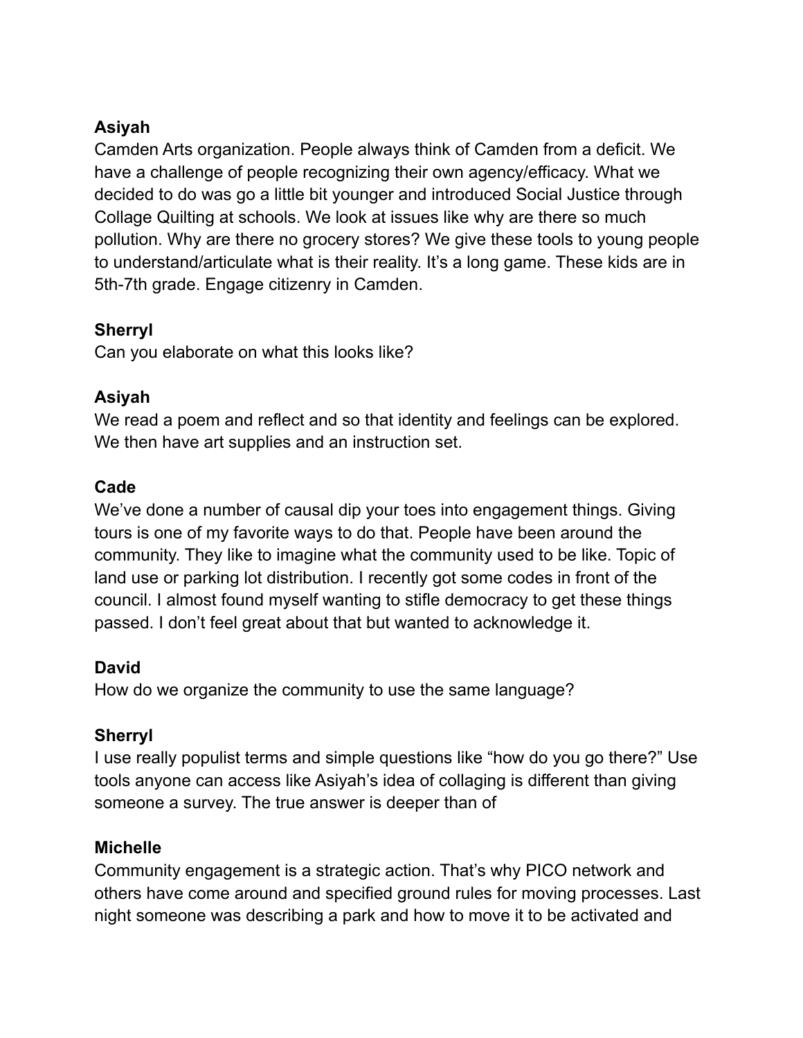**Asiyah**
Camden Arts organization. People always think of Camden from a deficit. We have a challenge of people recognizing their own agency/efficacy. What we decided to do was go a little bit younger and introduced Social Justice through Collage Quilting at schools. We look at issues like why are there so much pollution. Why are there no grocery stores? We give these tools to young people to understand/articulate what is their reality. It's a long game. These kids are in 5th-7th grade. Engage citizenry in Camden.

**Sherryl**
Can you elaborate on what this looks like?

**Asiyah**
We read a poem and reflect and so that identity and feelings can be explored. We then have art supplies and an instruction set.

**Cade**
We've done a number of causal dip your toes into engagement things. Giving tours is one of my favorite ways to do that. People have been around the community. They like to imagine what the community used to be like. Topic of land use or parking lot distribution. I recently got some codes in front of the council. I almost found myself wanting to stifle democracy to get these things passed. I don't feel great about that but wanted to acknowledge it.

**David**
How do we organize the community to use the same language?

**Sherryl**
I use really populist terms and simple questions like "how do you go there?" Use tools anyone can access like Asiyah's idea of collaging is different than giving someone a survey. The true answer is deeper than of

**Michelle**
Community engagement is a strategic action. That's why PICO network and others have come around and specified ground rules for moving processes. Last night someone was describing a park and how to move it to be activated and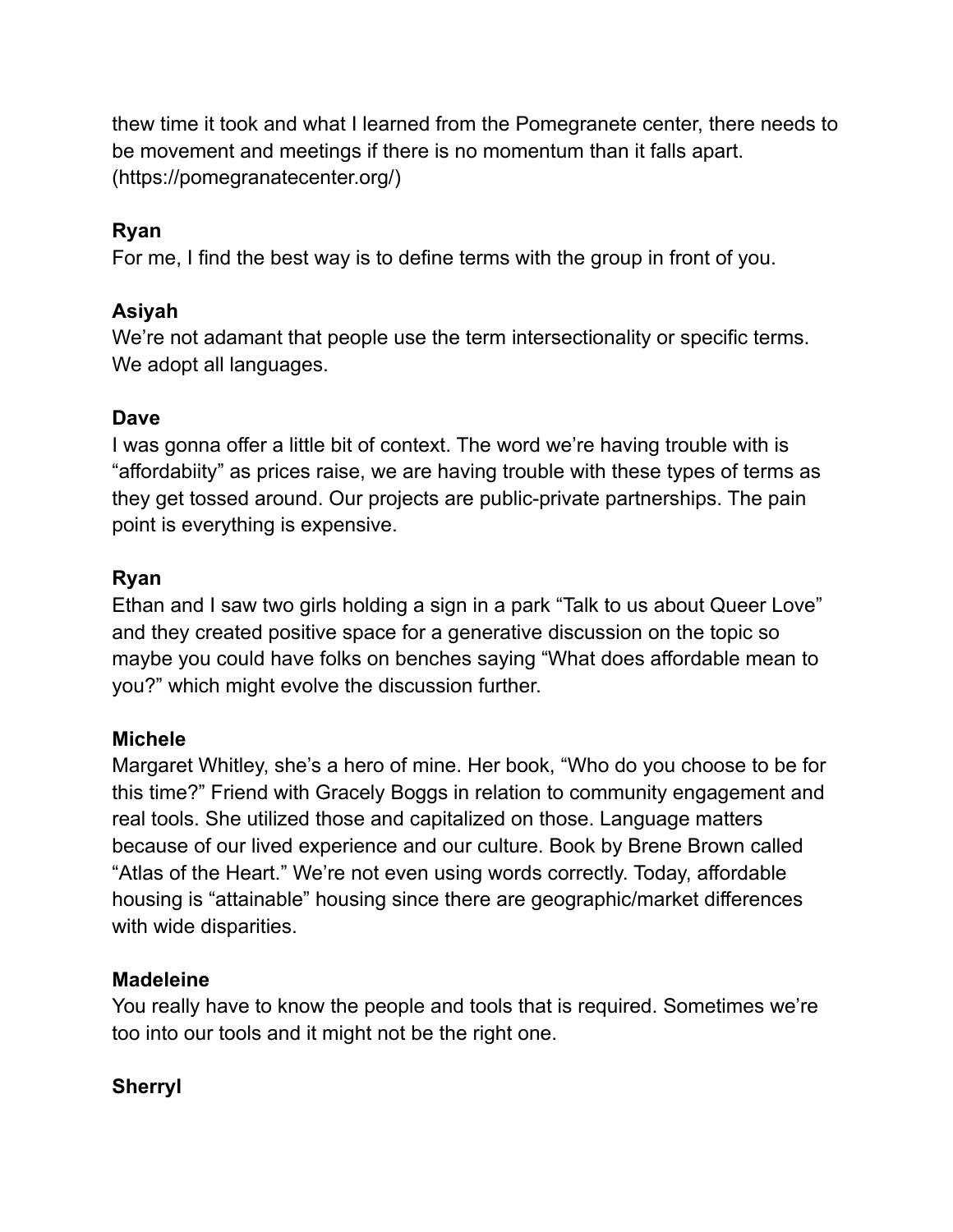thew time it took and what I learned from the Pomegranete center, there needs to be movement and meetings if there is no momentum than it falls apart. (https://pomegranatecenter.org/)

**Ryan**
For me, I find the best way is to define terms with the group in front of you.

**Asiyah**
We're not adamant that people use the term intersectionality or specific terms. We adopt all languages.

**Dave**
I was gonna offer a little bit of context. The word we're having trouble with is "affordabiity" as prices raise, we are having trouble with these types of terms as they get tossed around. Our projects are public-private partnerships. The pain point is everything is expensive.

**Ryan**
Ethan and I saw two girls holding a sign in a park "Talk to us about Queer Love" and they created positive space for a generative discussion on the topic so maybe you could have folks on benches saying "What does affordable mean to you?" which might evolve the discussion further.

**Michele**
Margaret Whitley, she's a hero of mine. Her book, "Who do you choose to be for this time?" Friend with Gracely Boggs in relation to community engagement and real tools. She utilized those and capitalized on those. Language matters because of our lived experience and our culture. Book by Brene Brown called "Atlas of the Heart." We're not even using words correctly. Today, affordable housing is "attainable" housing since there are geographic/market differences with wide disparities.

**Madeleine**
You really have to know the people and tools that is required. Sometimes we're too into our tools and it might not be the right one.

**Sherryl**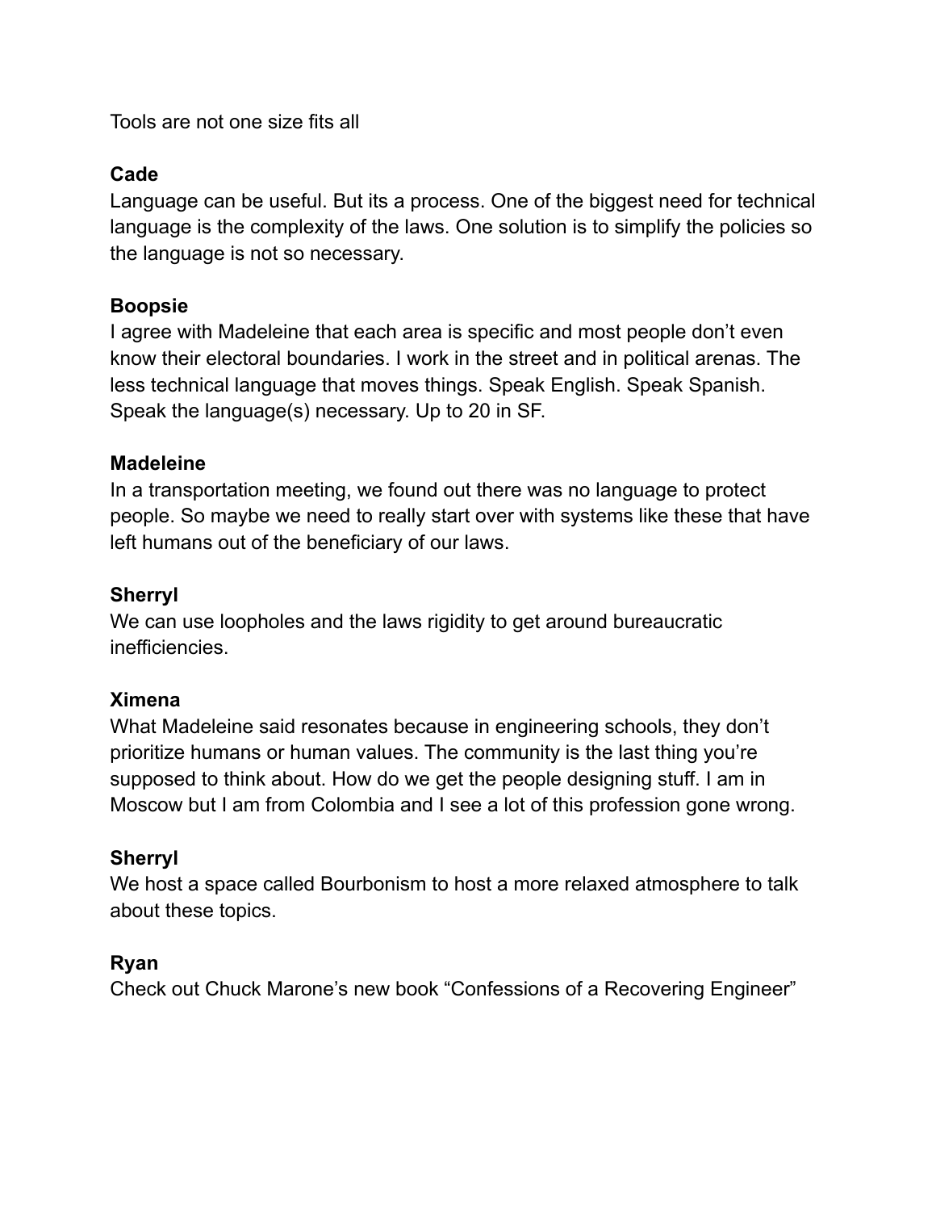Tools are not one size fits all

**Cade**
Language can be useful. But its a process. One of the biggest need for technical language is the complexity of the laws. One solution is to simplify the policies so the language is not so necessary.

**Boopsie**
I agree with Madeleine that each area is specific and most people don't even know their electoral boundaries. I work in the street and in political arenas. The less technical language that moves things. Speak English. Speak Spanish. Speak the language(s) necessary. Up to 20 in SF.

**Madeleine**
In a transportation meeting, we found out there was no language to protect people. So maybe we need to really start over with systems like these that have left humans out of the beneficiary of our laws.

**Sherryl**
We can use loopholes and the laws rigidity to get around bureaucratic inefficiencies.

**Ximena**
What Madeleine said resonates because in engineering schools, they don't prioritize humans or human values. The community is the last thing you're supposed to think about. How do we get the people designing stuff. I am in Moscow but I am from Colombia and I see a lot of this profession gone wrong.

**Sherryl**
We host a space called Bourbonism to host a more relaxed atmosphere to talk about these topics.

**Ryan**
Check out Chuck Marone's new book "Confessions of a Recovering Engineer"